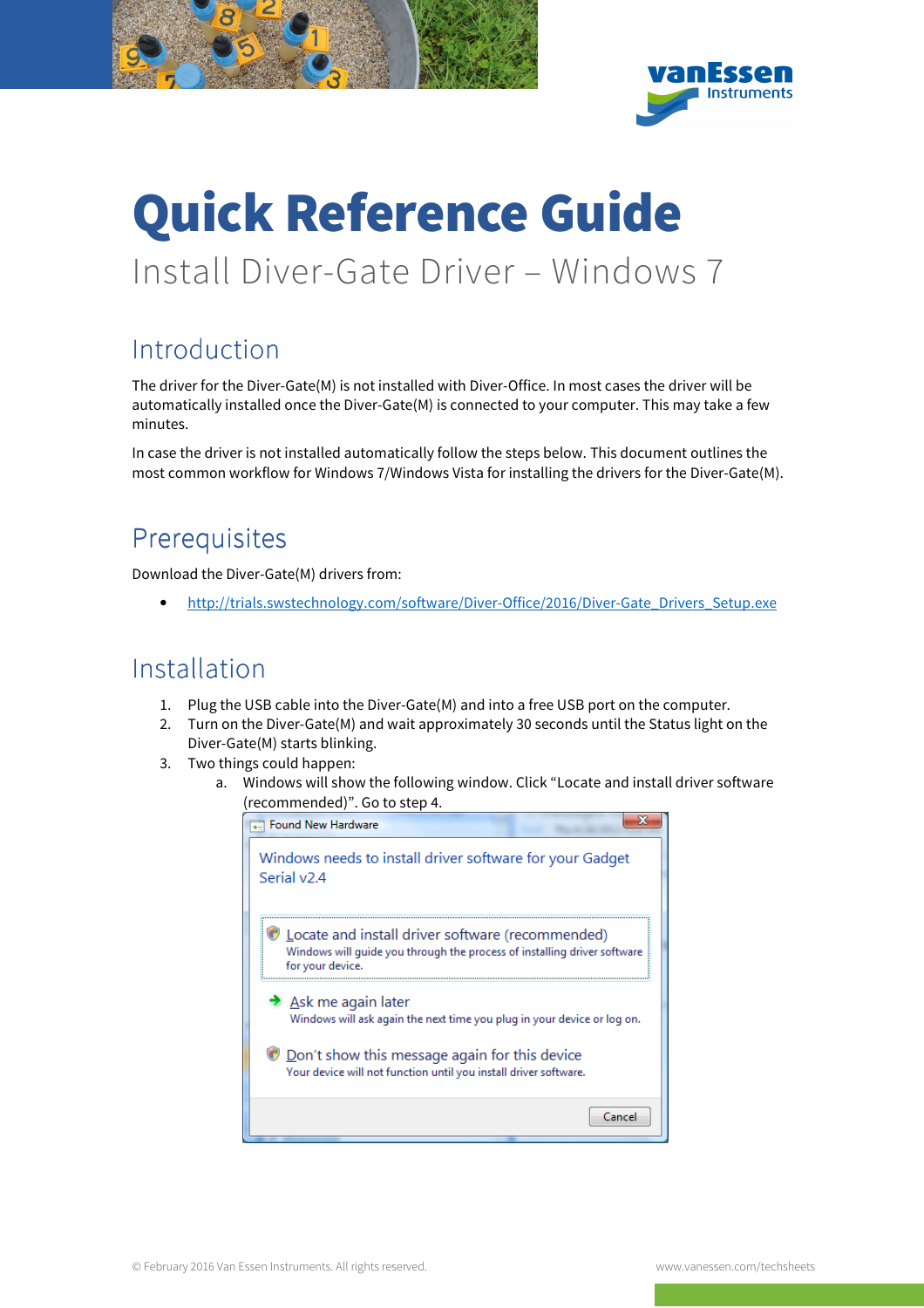# Quick Reference Guide

Install Diver-Gate Driver – Windows 7

## Introduction

The driver for the Diver-Gate(M) is not installed with Diver-Office. In most cases the driver will be automatically installed once the Diver-Gate(M) is connected to your computer. This may take a few minutes.

In case the driver is not installed automatically follow the steps below. This document outlines the most common workflow for Windows 7/Windows Vista for installing the drivers for the Diver-Gate(M).

## Prerequisites

Download the Diver-Gate(M) drivers from:

- http://trials.swstechnology.com/software/Diver-Office/2016/Diver-Gate_Drivers_Setup.exe

## Installation

1. Plug the USB cable into the Diver-Gate(M) and into a free USB port on the computer.
2. Turn on the Diver-Gate(M) and wait approximately 30 seconds until the Status light on the Diver-Gate(M) starts blinking.
3. Two things could happen:
   a. Windows will show the following window. Click "Locate and install driver software (recommended)". Go to step 4.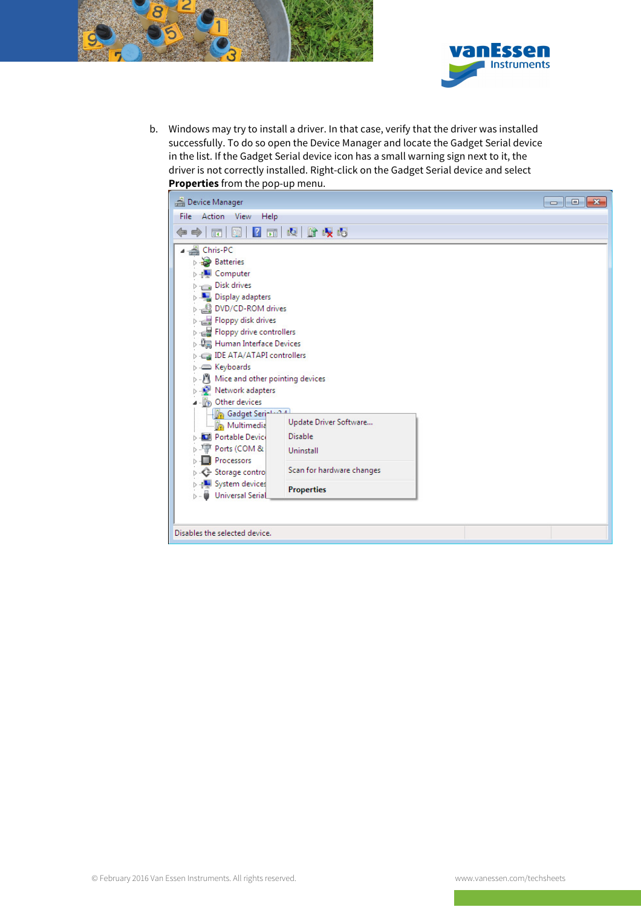b. Windows may try to install a driver. In that case, verify that the driver was installed successfully. To do so open the Device Manager and locate the Gadget Serial device in the list. If the Gadget Serial device icon has a small warning sign next to it, the driver is not correctly installed. Right-click on the Gadget Serial device and select **Properties** from the pop-up menu.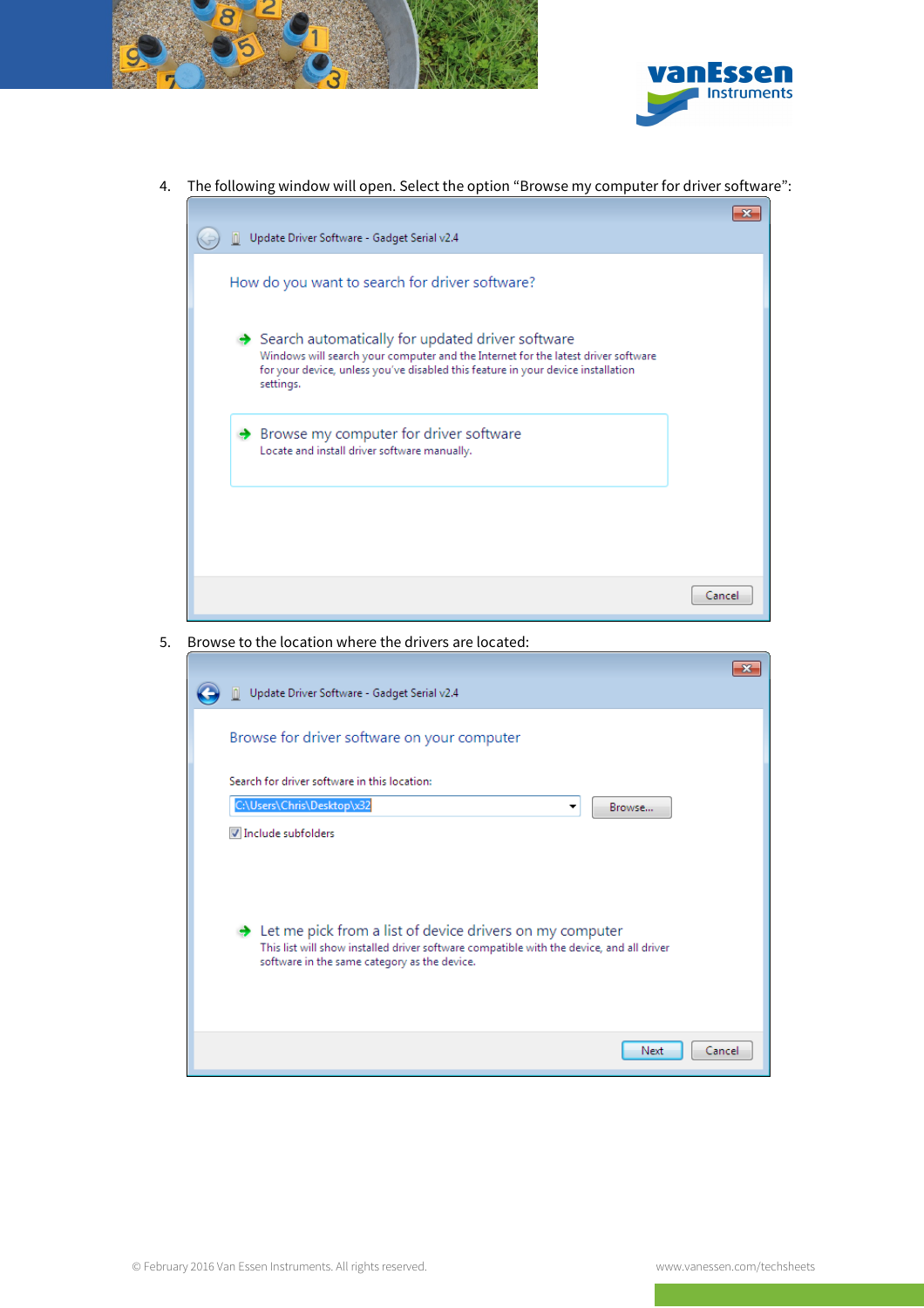4. The following window will open. Select the option “Browse my computer for driver software”:

5. Browse to the location where the drivers are located: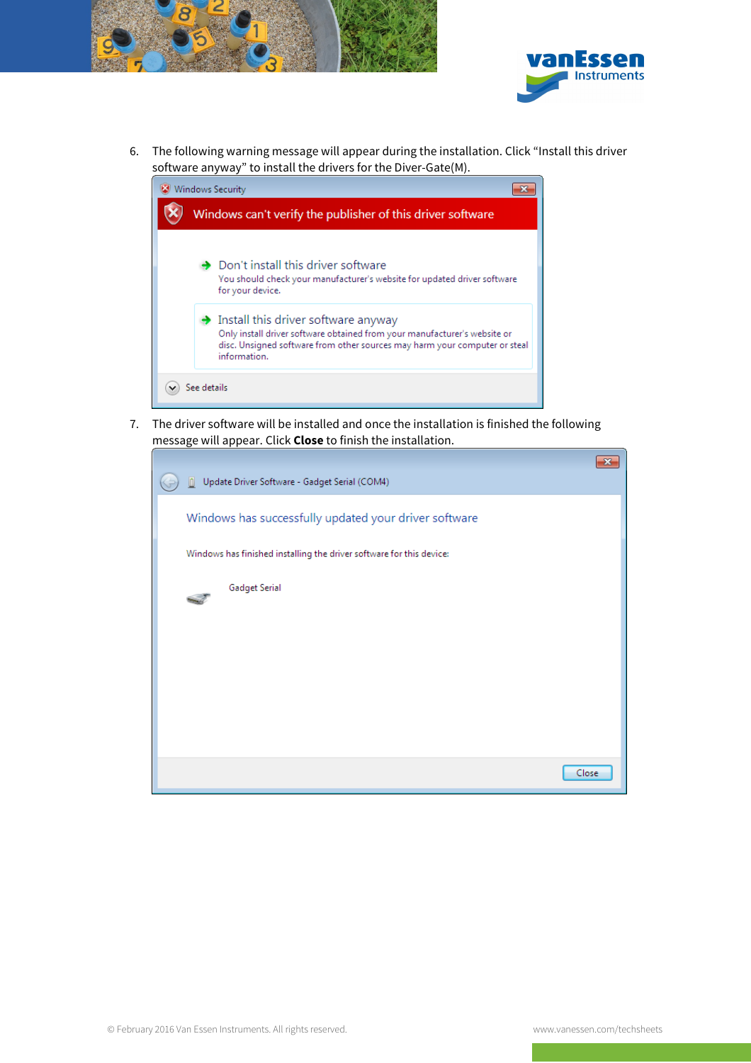6. The following warning message will appear during the installation. Click “Install this driver software anyway” to install the drivers for the Diver-Gate(M).

   Windows Security

   Windows can't verify the publisher of this driver software

   Don't install this driver software
   You should check your manufacturer's website for updated driver software for your device.

   Install this driver software anyway
   Only install driver software obtained from your manufacturer's website or disc. Unsigned software from other sources may harm your computer or steal information.

   See details

7. The driver software will be installed and once the installation is finished the following message will appear. Click **Close** to finish the installation.

   Update Driver Software - Gadget Serial (COM4)

   Windows has successfully updated your driver software

   Windows has finished installing the driver software for this device:

   Gadget Serial

   Close

© February 2016 Van Essen Instruments. All rights reserved.

www.vanessen.com/techsheets